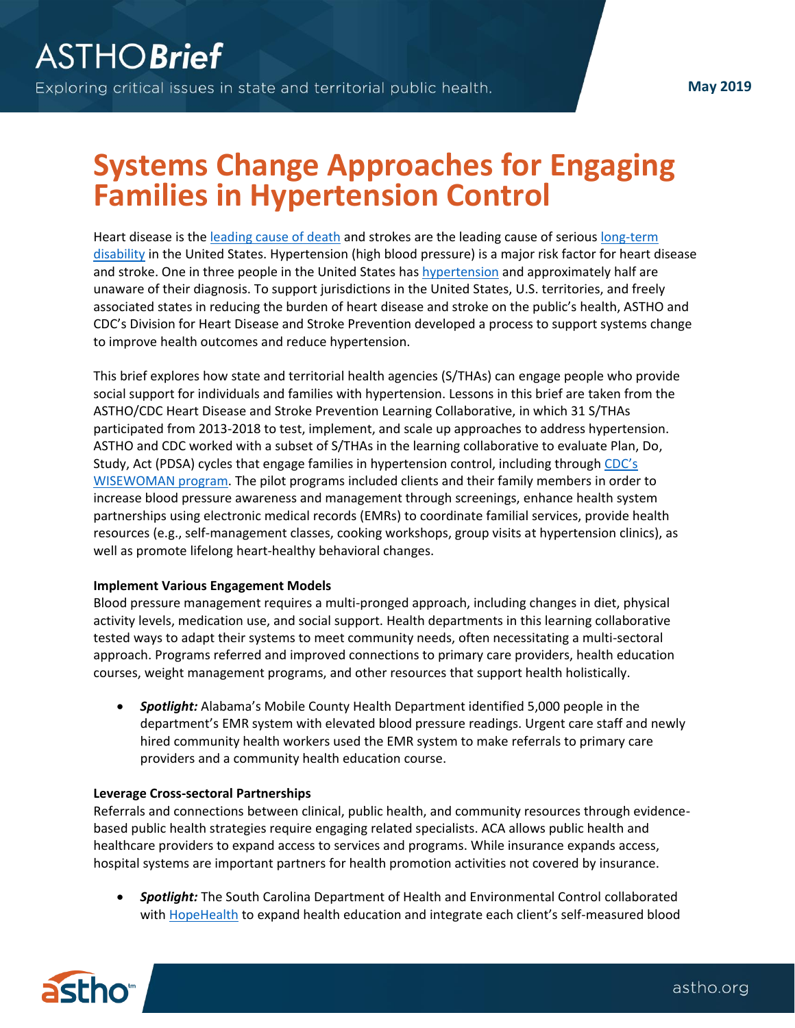ASTHO*Brief*

Exploring critical issues in state and territorial public health.

May 2019

# Systems Change Approaches for Engaging Families in Hypertension Control

Heart disease is the leading cause of death and strokes are the leading cause of serious long-term disability in the United States. Hypertension (high blood pressure) is a major risk factor for heart disease and stroke. One in three people in the United States has hypertension and approximately half are unaware of their diagnosis. To support jurisdictions in the United States, U.S. territories, and freely associated states in reducing the burden of heart disease and stroke on the public's health, ASTHO and CDC's Division for Heart Disease and Stroke Prevention developed a process to support systems change to improve health outcomes and reduce hypertension.

This brief explores how state and territorial health agencies (S/THAs) can engage people who provide social support for individuals and families with hypertension. Lessons in this brief are taken from the ASTHO/CDC Heart Disease and Stroke Prevention Learning Collaborative, in which 31 S/THAs participated from 2013-2018 to test, implement, and scale up approaches to address hypertension. ASTHO and CDC worked with a subset of S/THAs in the learning collaborative to evaluate Plan, Do, Study, Act (PDSA) cycles that engage families in hypertension control, including through CDC's WISEWOMAN program. The pilot programs included clients and their family members in order to increase blood pressure awareness and management through screenings, enhance health system partnerships using electronic medical records (EMRs) to coordinate familial services, provide health resources (e.g., self-management classes, cooking workshops, group visits at hypertension clinics), as well as promote lifelong heart-healthy behavioral changes.

**Implement Various Engagement Models**

Blood pressure management requires a multi-pronged approach, including changes in diet, physical activity levels, medication use, and social support. Health departments in this learning collaborative tested ways to adapt their systems to meet community needs, often necessitating a multi-sectoral approach. Programs referred and improved connections to primary care providers, health education courses, weight management programs, and other resources that support health holistically.

- ***Spotlight:*** Alabama's Mobile County Health Department identified 5,000 people in the department's EMR system with elevated blood pressure readings. Urgent care staff and newly hired community health workers used the EMR system to make referrals to primary care providers and a community health education course.

**Leverage Cross-sectoral Partnerships**

Referrals and connections between clinical, public health, and community resources through evidence-based public health strategies require engaging related specialists. ACA allows public health and healthcare providers to expand access to services and programs. While insurance expands access, hospital systems are important partners for health promotion activities not covered by insurance.

- ***Spotlight:*** The South Carolina Department of Health and Environmental Control collaborated with HopeHealth to expand health education and integrate each client's self-measured blood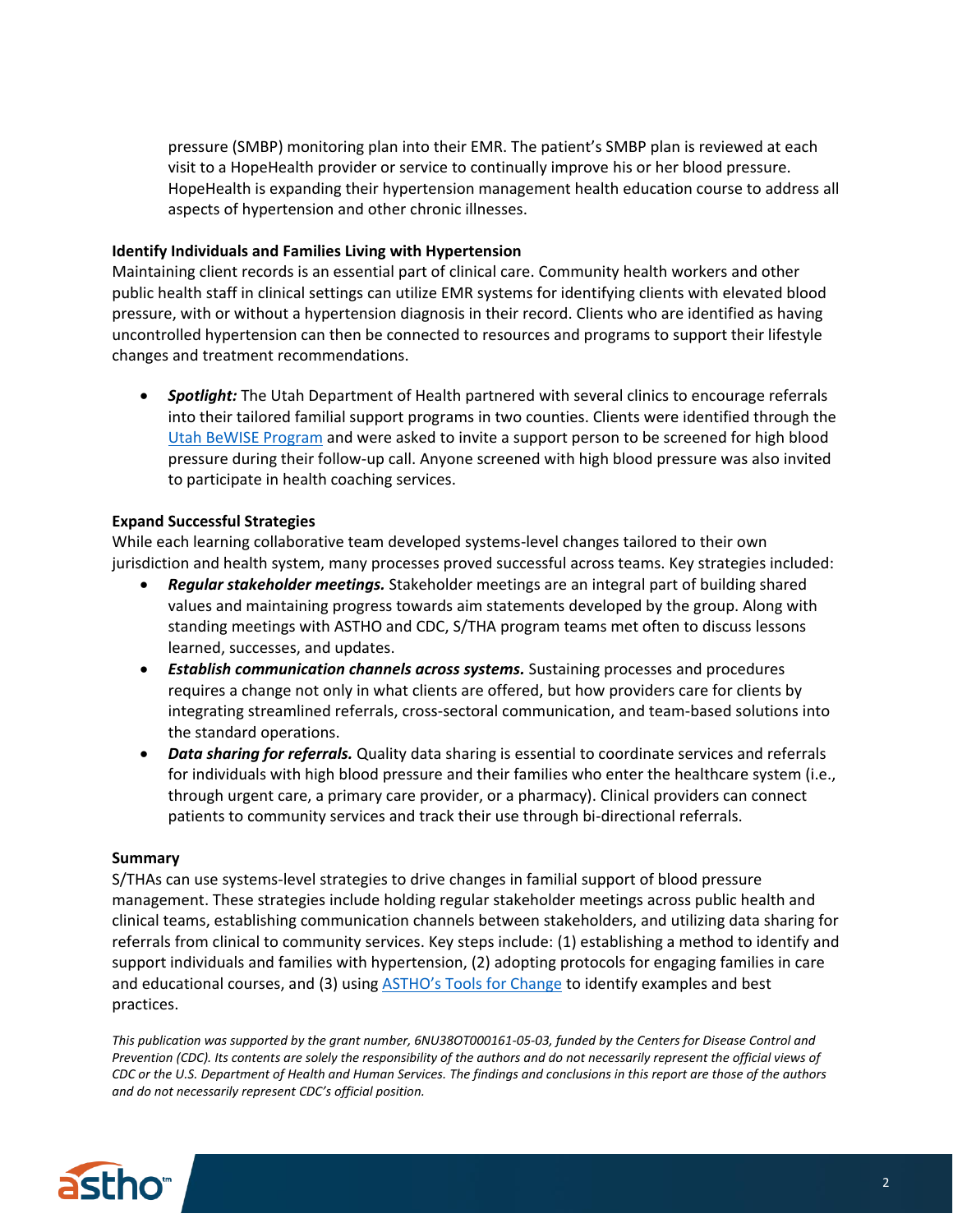pressure (SMBP) monitoring plan into their EMR. The patient's SMBP plan is reviewed at each visit to a HopeHealth provider or service to continually improve his or her blood pressure. HopeHealth is expanding their hypertension management health education course to address all aspects of hypertension and other chronic illnesses.

**Identify Individuals and Families Living with Hypertension**

Maintaining client records is an essential part of clinical care. Community health workers and other public health staff in clinical settings can utilize EMR systems for identifying clients with elevated blood pressure, with or without a hypertension diagnosis in their record. Clients who are identified as having uncontrolled hypertension can then be connected to resources and programs to support their lifestyle changes and treatment recommendations.

- ***Spotlight:*** The Utah Department of Health partnered with several clinics to encourage referrals into their tailored familial support programs in two counties. Clients were identified through the Utah BeWISE Program and were asked to invite a support person to be screened for high blood pressure during their follow-up call. Anyone screened with high blood pressure was also invited to participate in health coaching services.

**Expand Successful Strategies**

While each learning collaborative team developed systems-level changes tailored to their own jurisdiction and health system, many processes proved successful across teams. Key strategies included:

- ***Regular stakeholder meetings.*** Stakeholder meetings are an integral part of building shared values and maintaining progress towards aim statements developed by the group. Along with standing meetings with ASTHO and CDC, S/THA program teams met often to discuss lessons learned, successes, and updates.
- ***Establish communication channels across systems.*** Sustaining processes and procedures requires a change not only in what clients are offered, but how providers care for clients by integrating streamlined referrals, cross-sectoral communication, and team-based solutions into the standard operations.
- ***Data sharing for referrals.*** Quality data sharing is essential to coordinate services and referrals for individuals with high blood pressure and their families who enter the healthcare system (i.e., through urgent care, a primary care provider, or a pharmacy). Clinical providers can connect patients to community services and track their use through bi-directional referrals.

**Summary**

S/THAs can use systems-level strategies to drive changes in familial support of blood pressure management. These strategies include holding regular stakeholder meetings across public health and clinical teams, establishing communication channels between stakeholders, and utilizing data sharing for referrals from clinical to community services. Key steps include: (1) establishing a method to identify and support individuals and families with hypertension, (2) adopting protocols for engaging families in care and educational courses, and (3) using ASTHO's Tools for Change to identify examples and best practices.

*This publication was supported by the grant number, 6NU38OT000161-05-03, funded by the Centers for Disease Control and Prevention (CDC). Its contents are solely the responsibility of the authors and do not necessarily represent the official views of CDC or the U.S. Department of Health and Human Services. The findings and conclusions in this report are those of the authors and do not necessarily represent CDC's official position.*